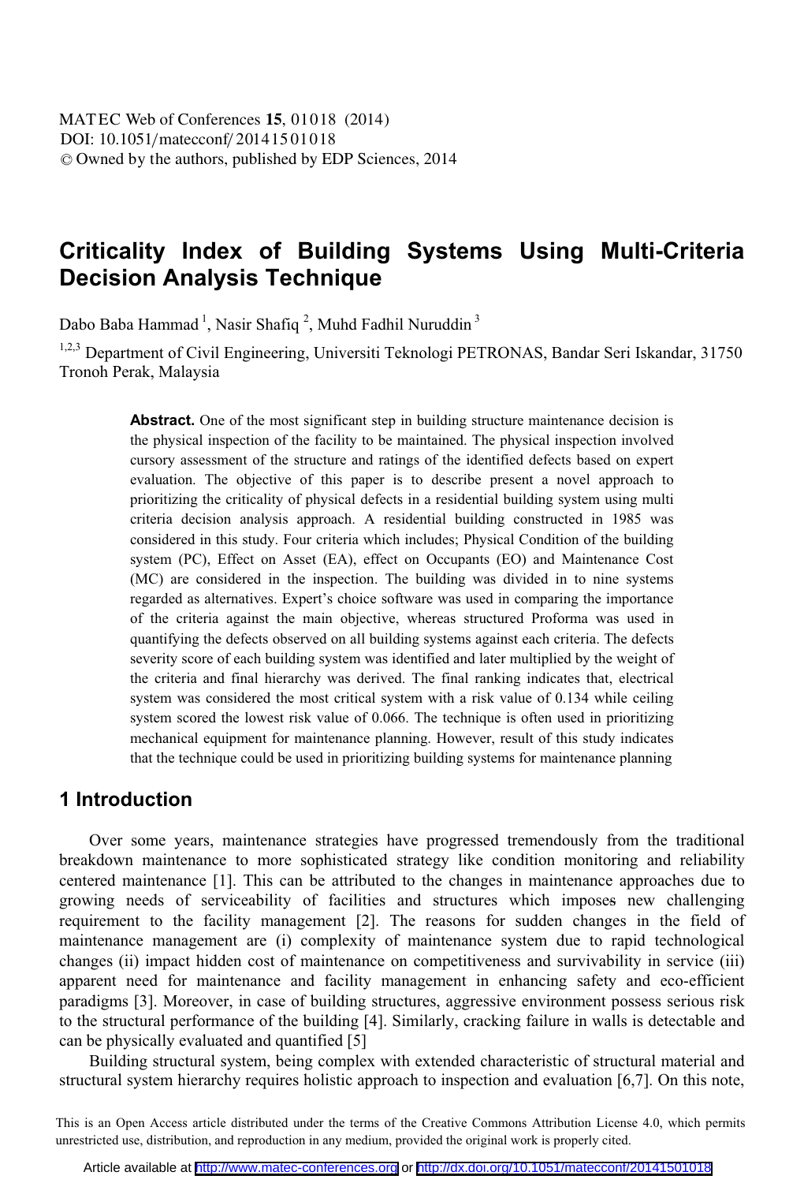# Criticality Index of Building Systems Using Multi-Criteria Decision Analysis Technique

Dabo Baba Hammad [1], Nasir Shafiq [2], Muhd Fadhil Nuruddin [3]

[1,2,3] Department of Civil Engineering, Universiti Teknologi PETRONAS, Bandar Seri Iskandar, 31750 Tronoh Perak, Malaysia

**Abstract.** One of the most significant step in building structure maintenance decision is the physical inspection of the facility to be maintained. The physical inspection involved cursory assessment of the structure and ratings of the identified defects based on expert evaluation. The objective of this paper is to describe present a novel approach to prioritizing the criticality of physical defects in a residential building system using multi criteria decision analysis approach. A residential building constructed in 1985 was considered in this study. Four criteria which includes; Physical Condition of the building system (PC), Effect on Asset (EA), effect on Occupants (EO) and Maintenance Cost (MC) are considered in the inspection. The building was divided in to nine systems regarded as alternatives. Expert's choice software was used in comparing the importance of the criteria against the main objective, whereas structured Proforma was used in quantifying the defects observed on all building systems against each criteria. The defects severity score of each building system was identified and later multiplied by the weight of the criteria and final hierarchy was derived. The final ranking indicates that, electrical system was considered the most critical system with a risk value of 0.134 while ceiling system scored the lowest risk value of 0.066. The technique is often used in prioritizing mechanical equipment for maintenance planning. However, result of this study indicates that the technique could be used in prioritizing building systems for maintenance planning

## 1 Introduction

Over some years, maintenance strategies have progressed tremendously from the traditional breakdown maintenance to more sophisticated strategy like condition monitoring and reliability centered maintenance [1]. This can be attributed to the changes in maintenance approaches due to growing needs of serviceability of facilities and structures which imposes new challenging requirement to the facility management [2]. The reasons for sudden changes in the field of maintenance management are (i) complexity of maintenance system due to rapid technological changes (ii) impact hidden cost of maintenance on competitiveness and survivability in service (iii) apparent need for maintenance and facility management in enhancing safety and eco-efficient paradigms [3]. Moreover, in case of building structures, aggressive environment possess serious risk to the structural performance of the building [4]. Similarly, cracking failure in walls is detectable and can be physically evaluated and quantified [5]

Building structural system, being complex with extended characteristic of structural material and structural system hierarchy requires holistic approach to inspection and evaluation [6,7]. On this note,

This is an Open Access article distributed under the terms of the Creative Commons Attribution License 4.0, which permits unrestricted use, distribution, and reproduction in any medium, provided the original work is properly cited.

Article available at http://www.matec-conferences.org or http://dx.doi.org/10.1051/matecconf/20141501018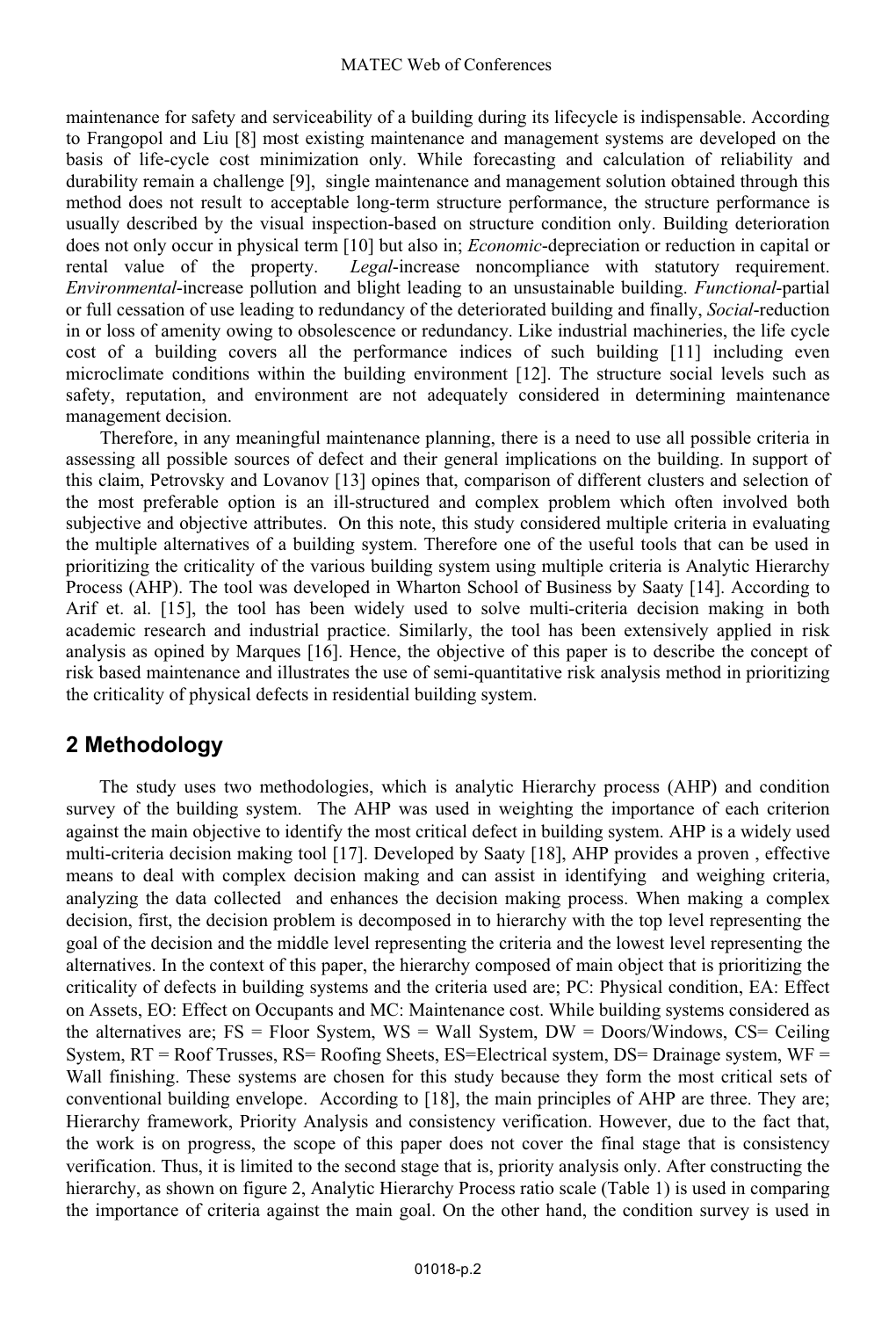maintenance for safety and serviceability of a building during its lifecycle is indispensable. According to Frangopol and Liu [8] most existing maintenance and management systems are developed on the basis of life-cycle cost minimization only. While forecasting and calculation of reliability and durability remain a challenge [9], single maintenance and management solution obtained through this method does not result to acceptable long-term structure performance, the structure performance is usually described by the visual inspection-based on structure condition only. Building deterioration does not only occur in physical term [10] but also in; *Economic*-depreciation or reduction in capital or rental value of the property. *Legal*-increase noncompliance with statutory requirement. *Environmental*-increase pollution and blight leading to an unsustainable building. *Functional*-partial or full cessation of use leading to redundancy of the deteriorated building and finally, *Social*-reduction in or loss of amenity owing to obsolescence or redundancy. Like industrial machineries, the life cycle cost of a building covers all the performance indices of such building [11] including even microclimate conditions within the building environment [12]. The structure social levels such as safety, reputation, and environment are not adequately considered in determining maintenance management decision.

Therefore, in any meaningful maintenance planning, there is a need to use all possible criteria in assessing all possible sources of defect and their general implications on the building. In support of this claim, Petrovsky and Lovanov [13] opines that, comparison of different clusters and selection of the most preferable option is an ill-structured and complex problem which often involved both subjective and objective attributes. On this note, this study considered multiple criteria in evaluating the multiple alternatives of a building system. Therefore one of the useful tools that can be used in prioritizing the criticality of the various building system using multiple criteria is Analytic Hierarchy Process (AHP). The tool was developed in Wharton School of Business by Saaty [14]. According to Arif et. al. [15], the tool has been widely used to solve multi-criteria decision making in both academic research and industrial practice. Similarly, the tool has been extensively applied in risk analysis as opined by Marques [16]. Hence, the objective of this paper is to describe the concept of risk based maintenance and illustrates the use of semi-quantitative risk analysis method in prioritizing the criticality of physical defects in residential building system.

## 2 Methodology

The study uses two methodologies, which is analytic Hierarchy process (AHP) and condition survey of the building system. The AHP was used in weighting the importance of each criterion against the main objective to identify the most critical defect in building system. AHP is a widely used multi-criteria decision making tool [17]. Developed by Saaty [18], AHP provides a proven , effective means to deal with complex decision making and can assist in identifying and weighing criteria, analyzing the data collected and enhances the decision making process. When making a complex decision, first, the decision problem is decomposed in to hierarchy with the top level representing the goal of the decision and the middle level representing the criteria and the lowest level representing the alternatives. In the context of this paper, the hierarchy composed of main object that is prioritizing the criticality of defects in building systems and the criteria used are; PC: Physical condition, EA: Effect on Assets, EO: Effect on Occupants and MC: Maintenance cost. While building systems considered as the alternatives are; FS = Floor System, WS = Wall System, DW = Doors/Windows, CS= Ceiling System, RT = Roof Trusses, RS= Roofing Sheets, ES=Electrical system, DS= Drainage system, WF = Wall finishing. These systems are chosen for this study because they form the most critical sets of conventional building envelope. According to [18], the main principles of AHP are three. They are; Hierarchy framework, Priority Analysis and consistency verification. However, due to the fact that, the work is on progress, the scope of this paper does not cover the final stage that is consistency verification. Thus, it is limited to the second stage that is, priority analysis only. After constructing the hierarchy, as shown on figure 2, Analytic Hierarchy Process ratio scale (Table 1) is used in comparing the importance of criteria against the main goal. On the other hand, the condition survey is used in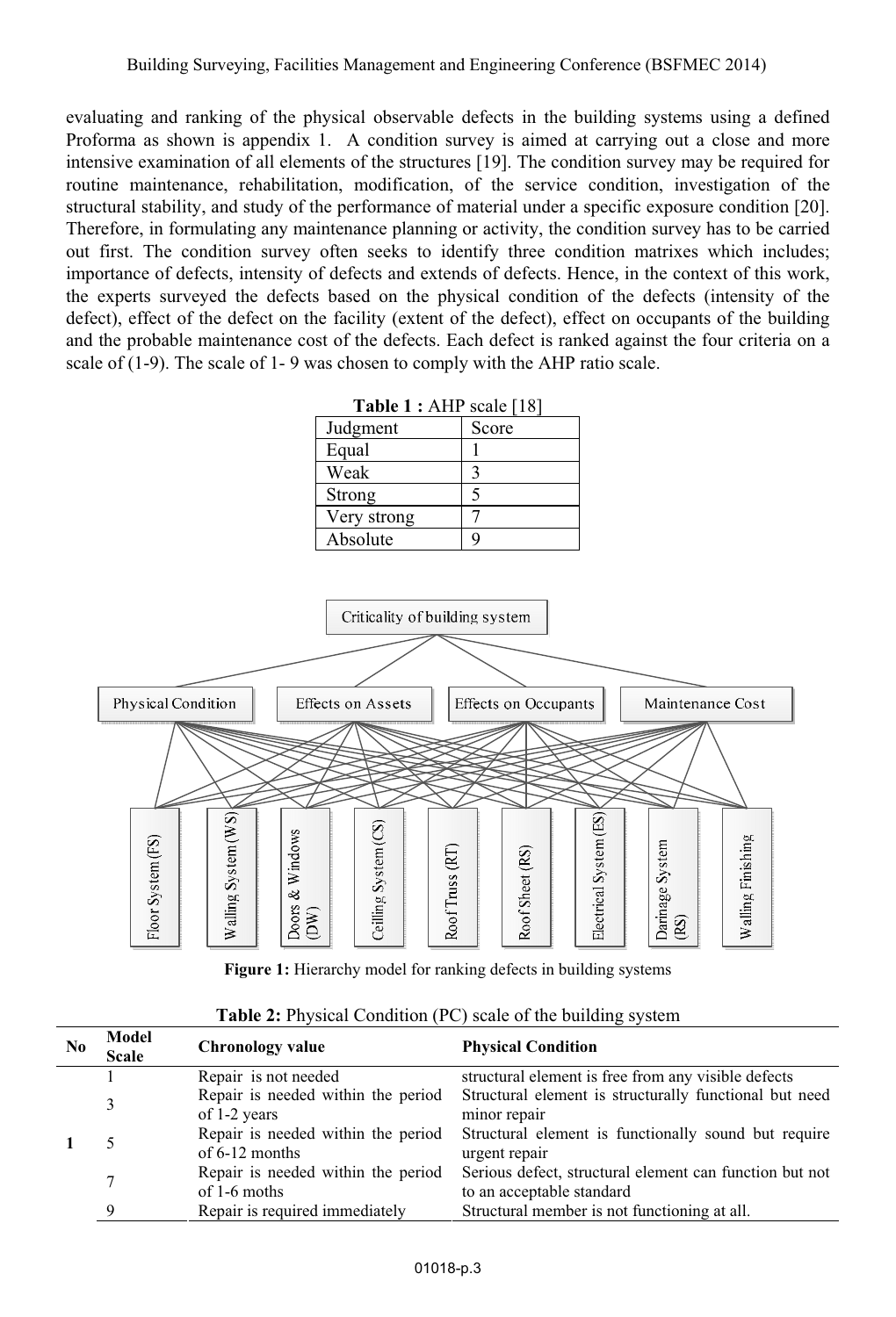evaluating and ranking of the physical observable defects in the building systems using a defined Proforma as shown is appendix 1. A condition survey is aimed at carrying out a close and more intensive examination of all elements of the structures [19]. The condition survey may be required for routine maintenance, rehabilitation, modification, of the service condition, investigation of the structural stability, and study of the performance of material under a specific exposure condition [20]. Therefore, in formulating any maintenance planning or activity, the condition survey has to be carried out first. The condition survey often seeks to identify three condition matrixes which includes; importance of defects, intensity of defects and extends of defects. Hence, in the context of this work, the experts surveyed the defects based on the physical condition of the defects (intensity of the defect), effect of the defect on the facility (extent of the defect), effect on occupants of the building and the probable maintenance cost of the defects. Each defect is ranked against the four criteria on a scale of (1-9). The scale of 1- 9 was chosen to comply with the AHP ratio scale.

**Table 1 :** AHP scale [18]

| Judgment | Score |
| --- | --- |
| Equal | 1 |
| Weak | 3 |
| Strong | 5 |
| Very strong | 7 |
| Absolute | 9 |

Criticality of building system

Physical Condition

Effects on Assets

Effects on Occupants

Maintenance Cost

Floor System (FS)

Walling System (WS)

Doors & Windows (DW)

Ceilling System (CS)

Roof Truss (RT)

Roof Sheet (RS)

Electrical System (ES)

Darinage System (RS)

Walling Finishing

**Figure 1:** Hierarchy model for ranking defects in building systems

**Table 2:** Physical Condition (PC) scale of the building system

| No | Model Scale | Chronology value | Physical Condition |
| --- | --- | --- | --- |
| **1** | 1 | Repair is not needed | structural element is free from any visible defects |
| | 3 | Repair is needed within the period of 1-2 years | Structural element is structurally functional but need minor repair |
| | 5 | Repair is needed within the period of 6-12 months | Structural element is functionally sound but require urgent repair |
| | 7 | Repair is needed within the period of 1-6 moths | Serious defect, structural element can function but not to an acceptable standard |
| | 9 | Repair is required immediately | Structural member is not functioning at all. |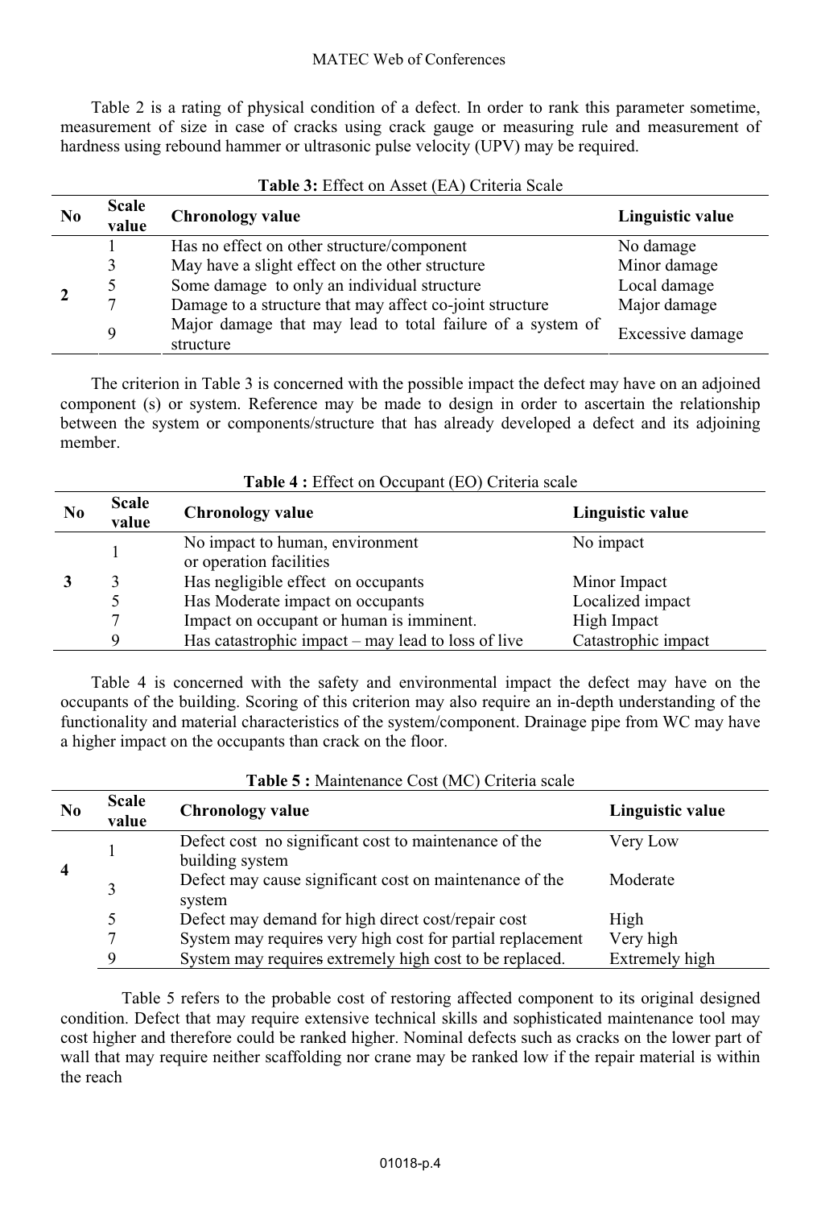Table 2 is a rating of physical condition of a defect. In order to rank this parameter sometime, measurement of size in case of cracks using crack gauge or measuring rule and measurement of hardness using rebound hammer or ultrasonic pulse velocity (UPV) may be required.

**Table 3:** Effect on Asset (EA) Criteria Scale

| No | Scale value | Chronology value | Linguistic value |
|---|---|---|---|
| 2 | 1 | Has no effect on other structure/component | No damage |
| | 3 | May have a slight effect on the other structure | Minor damage |
| | 5 | Some damage to only an individual structure | Local damage |
| | 7 | Damage to a structure that may affect co-joint structure | Major damage |
| | 9 | Major damage that may lead to total failure of a system of structure | Excessive damage |

The criterion in Table 3 is concerned with the possible impact the defect may have on an adjoined component (s) or system. Reference may be made to design in order to ascertain the relationship between the system or components/structure that has already developed a defect and its adjoining member.

**Table 4 :** Effect on Occupant (EO) Criteria scale

| No | Scale value | Chronology value | Linguistic value |
|---|---|---|---|
| 3 | 1 | No impact to human, environment or operation facilities | No impact |
| | 3 | Has negligible effect on occupants | Minor Impact |
| | 5 | Has Moderate impact on occupants | Localized impact |
| | 7 | Impact on occupant or human is imminent. | High Impact |
| | 9 | Has catastrophic impact – may lead to loss of live | Catastrophic impact |

Table 4 is concerned with the safety and environmental impact the defect may have on the occupants of the building. Scoring of this criterion may also require an in-depth understanding of the functionality and material characteristics of the system/component. Drainage pipe from WC may have a higher impact on the occupants than crack on the floor.

**Table 5 :** Maintenance Cost (MC) Criteria scale

| No | Scale value | Chronology value | Linguistic value |
|---|---|---|---|
| 4 | 1 | Defect cost no significant cost to maintenance of the building system | Very Low |
| | 3 | Defect may cause significant cost on maintenance of the system | Moderate |
| | 5 | Defect may demand for high direct cost/repair cost | High |
| | 7 | System may requires very high cost for partial replacement | Very high |
| | 9 | System may requires extremely high cost to be replaced. | Extremely high |

Table 5 refers to the probable cost of restoring affected component to its original designed condition. Defect that may require extensive technical skills and sophisticated maintenance tool may cost higher and therefore could be ranked higher. Nominal defects such as cracks on the lower part of wall that may require neither scaffolding nor crane may be ranked low if the repair material is within the reach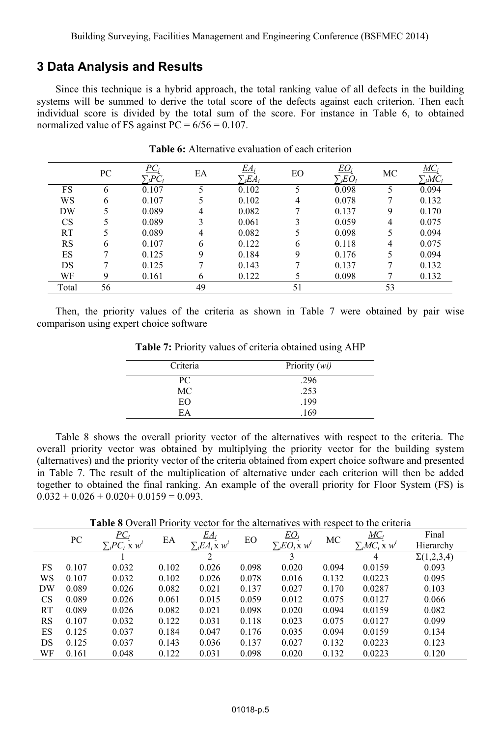## 3 Data Analysis and Results

Since this technique is a hybrid approach, the total ranking value of all defects in the building systems will be summed to derive the total score of the defects against each criterion. Then each individual score is divided by the total sum of the score. For instance in Table 6, to obtained normalized value of FS against PC = 6/56 = 0.107.

**Table 6:** Alternative evaluation of each criterion

| | PC | $\frac{PC_i}{\sum_i PC_i}$ | EA | $\frac{EA_i}{\sum_i EA_i}$ | EO | $\frac{EO_i}{\sum_i EO_i}$ | MC | $\frac{MC_i}{\sum_i MC_i}$ |
|---|---|---|---|---|---|---|---|---|
| FS | 6 | 0.107 | 5 | 0.102 | 5 | 0.098 | 5 | 0.094 |
| WS | 6 | 0.107 | 5 | 0.102 | 4 | 0.078 | 7 | 0.132 |
| DW | 5 | 0.089 | 4 | 0.082 | 7 | 0.137 | 9 | 0.170 |
| CS | 5 | 0.089 | 3 | 0.061 | 3 | 0.059 | 4 | 0.075 |
| RT | 5 | 0.089 | 4 | 0.082 | 5 | 0.098 | 5 | 0.094 |
| RS | 6 | 0.107 | 6 | 0.122 | 6 | 0.118 | 4 | 0.075 |
| ES | 7 | 0.125 | 9 | 0.184 | 9 | 0.176 | 5 | 0.094 |
| DS | 7 | 0.125 | 7 | 0.143 | 7 | 0.137 | 7 | 0.132 |
| WF | 9 | 0.161 | 6 | 0.122 | 5 | 0.098 | 7 | 0.132 |
| Total | 56 | | 49 | | 51 | | 53 | |

Then, the priority values of the criteria as shown in Table 7 were obtained by pair wise comparison using expert choice software

**Table 7:** Priority values of criteria obtained using AHP

| Criteria | Priority (*wi*) |
|---|---|
| PC | .296 |
| MC | .253 |
| EO | .199 |
| EA | .169 |

Table 8 shows the overall priority vector of the alternatives with respect to the criteria. The overall priority vector was obtained by multiplying the priority vector for the building system (alternatives) and the priority vector of the criteria obtained from expert choice software and presented in Table 7. The result of the multiplication of alternative under each criterion will then be added together to obtained the final ranking. An example of the overall priority for Floor System (FS) is 0.032 + 0.026 + 0.020+ 0.0159 = 0.093.

**Table 8** Overall Priority vector for the alternatives with respect to the criteria

| | PC | $\frac{PC_i}{\sum_i PC_i} \times w^i$ | EA | $\frac{EA_i}{\sum_i EA_i} \times w^i$ | EO | $\frac{EO_i}{\sum_i EO_i} \times w^i$ | MC | $\frac{MC_i}{\sum_i MC_i} \times w^i$ | Final Hierarchy |
|---|---|---|---|---|---|---|---|---|---|
| | | 1 | | 2 | | 3 | | 4 | Σ(1,2,3,4) |
| FS | 0.107 | 0.032 | 0.102 | 0.026 | 0.098 | 0.020 | 0.094 | 0.0159 | 0.093 |
| WS | 0.107 | 0.032 | 0.102 | 0.026 | 0.078 | 0.016 | 0.132 | 0.0223 | 0.095 |
| DW | 0.089 | 0.026 | 0.082 | 0.021 | 0.137 | 0.027 | 0.170 | 0.0287 | 0.103 |
| CS | 0.089 | 0.026 | 0.061 | 0.015 | 0.059 | 0.012 | 0.075 | 0.0127 | 0.066 |
| RT | 0.089 | 0.026 | 0.082 | 0.021 | 0.098 | 0.020 | 0.094 | 0.0159 | 0.082 |
| RS | 0.107 | 0.032 | 0.122 | 0.031 | 0.118 | 0.023 | 0.075 | 0.0127 | 0.099 |
| ES | 0.125 | 0.037 | 0.184 | 0.047 | 0.176 | 0.035 | 0.094 | 0.0159 | 0.134 |
| DS | 0.125 | 0.037 | 0.143 | 0.036 | 0.137 | 0.027 | 0.132 | 0.0223 | 0.123 |
| WF | 0.161 | 0.048 | 0.122 | 0.031 | 0.098 | 0.020 | 0.132 | 0.0223 | 0.120 |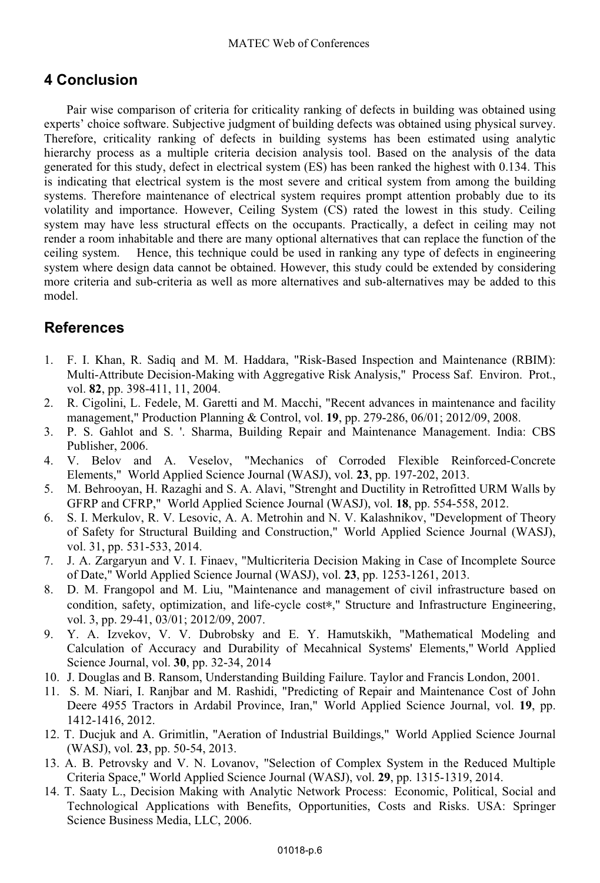## 4 Conclusion

Pair wise comparison of criteria for criticality ranking of defects in building was obtained using experts' choice software. Subjective judgment of building defects was obtained using physical survey. Therefore, criticality ranking of defects in building systems has been estimated using analytic hierarchy process as a multiple criteria decision analysis tool. Based on the analysis of the data generated for this study, defect in electrical system (ES) has been ranked the highest with 0.134. This is indicating that electrical system is the most severe and critical system from among the building systems. Therefore maintenance of electrical system requires prompt attention probably due to its volatility and importance. However, Ceiling System (CS) rated the lowest in this study. Ceiling system may have less structural effects on the occupants. Practically, a defect in ceiling may not render a room inhabitable and there are many optional alternatives that can replace the function of the ceiling system. Hence, this technique could be used in ranking any type of defects in engineering system where design data cannot be obtained. However, this study could be extended by considering more criteria and sub-criteria as well as more alternatives and sub-alternatives may be added to this model.

## References

1. F. I. Khan, R. Sadiq and M. M. Haddara, "Risk-Based Inspection and Maintenance (RBIM): Multi-Attribute Decision-Making with Aggregative Risk Analysis," Process Saf. Environ. Prot., vol. **82**, pp. 398-411, 11, 2004.
2. R. Cigolini, L. Fedele, M. Garetti and M. Macchi, "Recent advances in maintenance and facility management," Production Planning & Control, vol. **19**, pp. 279-286, 06/01; 2012/09, 2008.
3. P. S. Gahlot and S. '. Sharma, Building Repair and Maintenance Management. India: CBS Publisher, 2006.
4. V. Belov and A. Veselov, "Mechanics of Corroded Flexible Reinforced-Concrete Elements," World Applied Science Journal (WASJ), vol. **23**, pp. 197-202, 2013.
5. M. Behrooyan, H. Razaghi and S. A. Alavi, "Strenght and Ductility in Retrofitted URM Walls by GFRP and CFRP," World Applied Science Journal (WASJ), vol. **18**, pp. 554-558, 2012.
6. S. I. Merkulov, R. V. Lesovic, A. A. Metrohin and N. V. Kalashnikov, "Development of Theory of Safety for Structural Building and Construction," World Applied Science Journal (WASJ), vol. 31, pp. 531-533, 2014.
7. J. A. Zargaryun and V. I. Finaev, "Multicriteria Decision Making in Case of Incomplete Source of Date," World Applied Science Journal (WASJ), vol. **23**, pp. 1253-1261, 2013.
8. D. M. Frangopol and M. Liu, "Maintenance and management of civil infrastructure based on condition, safety, optimization, and life-cycle cost*," Structure and Infrastructure Engineering, vol. 3, pp. 29-41, 03/01; 2012/09, 2007.
9. Y. A. Izvekov, V. V. Dubrobsky and E. Y. Hamutskikh, "Mathematical Modeling and Calculation of Accuracy and Durability of Mecahnical Systems' Elements," World Applied Science Journal, vol. **30**, pp. 32-34, 2014
10. J. Douglas and B. Ransom, Understanding Building Failure. Taylor and Francis London, 2001.
11. S. M. Niari, I. Ranjbar and M. Rashidi, "Predicting of Repair and Maintenance Cost of John Deere 4955 Tractors in Ardabil Province, Iran," World Applied Science Journal, vol. **19**, pp. 1412-1416, 2012.
12. T. Ducjuk and A. Grimitlin, "Aeration of Industrial Buildings," World Applied Science Journal (WASJ), vol. **23**, pp. 50-54, 2013.
13. A. B. Petrovsky and V. N. Lovanov, "Selection of Complex System in the Reduced Multiple Criteria Space," World Applied Science Journal (WASJ), vol. **29**, pp. 1315-1319, 2014.
14. T. Saaty L., Decision Making with Analytic Network Process: Economic, Political, Social and Technological Applications with Benefits, Opportunities, Costs and Risks. USA: Springer Science Business Media, LLC, 2006.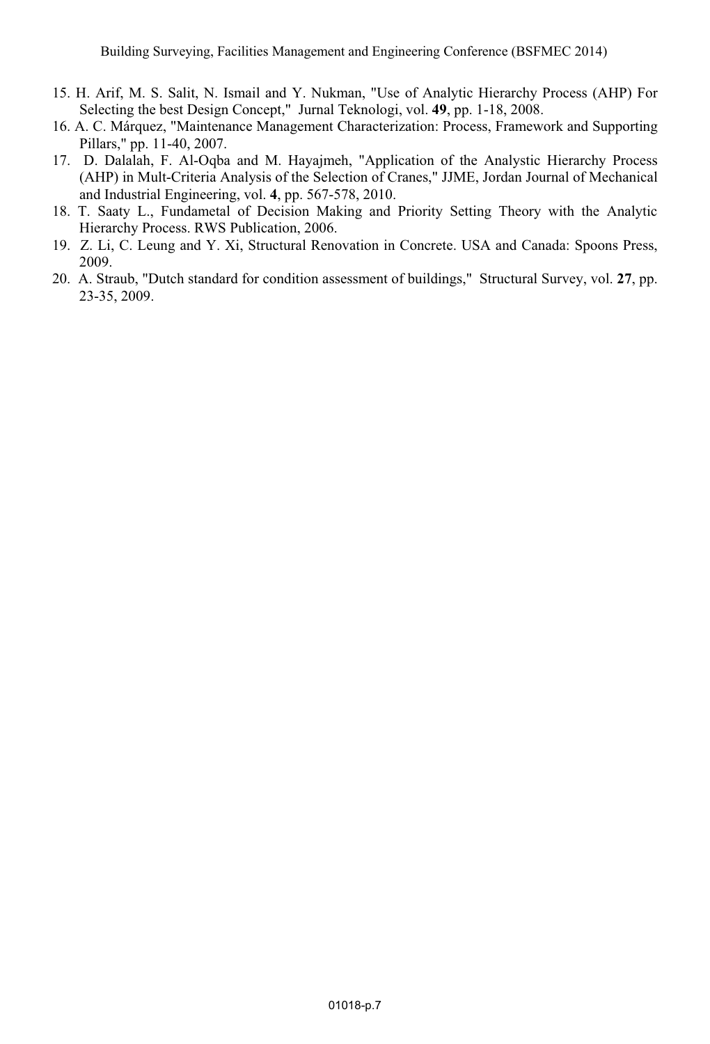15. H. Arif, M. S. Salit, N. Ismail and Y. Nukman, "Use of Analytic Hierarchy Process (AHP) For Selecting the best Design Concept," Jurnal Teknologi, vol. **49**, pp. 1-18, 2008.
16. A. C. Márquez, "Maintenance Management Characterization: Process, Framework and Supporting Pillars," pp. 11-40, 2007.
17. D. Dalalah, F. Al-Oqba and M. Hayajmeh, "Application of the Analystic Hierarchy Process (AHP) in Mult-Criteria Analysis of the Selection of Cranes," JJME, Jordan Journal of Mechanical and Industrial Engineering, vol. **4**, pp. 567-578, 2010.
18. T. Saaty L., Fundametal of Decision Making and Priority Setting Theory with the Analytic Hierarchy Process. RWS Publication, 2006.
19. Z. Li, C. Leung and Y. Xi, Structural Renovation in Concrete. USA and Canada: Spoons Press, 2009.
20. A. Straub, "Dutch standard for condition assessment of buildings," Structural Survey, vol. **27**, pp. 23-35, 2009.